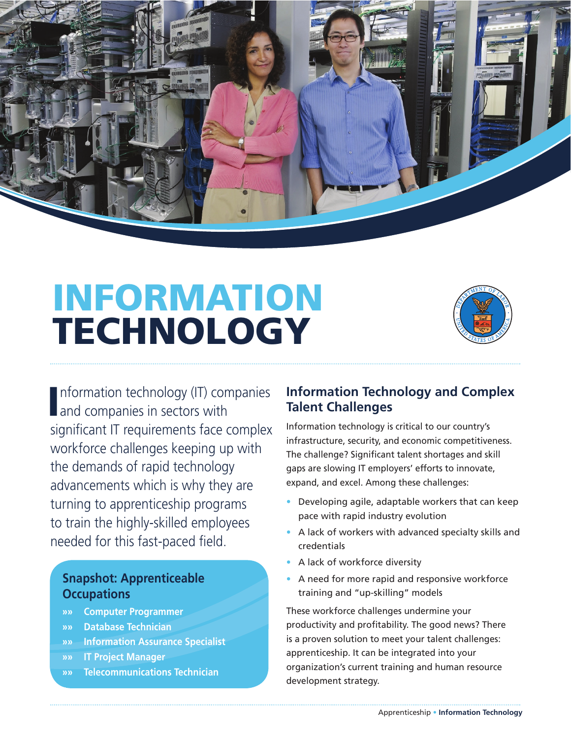# INFORMATION TECHNOLOGY

Information technology (IT) companies and companies in sectors with significant IT requirements face complex workforce challenges keeping up with the demands of rapid technology advancements which is why they are turning to apprenticeship programs to train the highly-skilled employees needed for this fast-paced field.

### Snapshot: Apprenticeable Occupations

- »» Computer Programmer
- »» Database Technician
- »» Information Assurance Specialist
- »» IT Project Manager
- »» Telecommunications Technician

## Information Technology and Complex Talent Challenges

Information technology is critical to our country's infrastructure, security, and economic competitiveness. The challenge? Significant talent shortages and skill gaps are slowing IT employers' efforts to innovate, expand, and excel. Among these challenges:

- Developing agile, adaptable workers that can keep pace with rapid industry evolution
- A lack of workers with advanced specialty skills and credentials
- A lack of workforce diversity
- A need for more rapid and responsive workforce training and "up-skilling" models

These workforce challenges undermine your productivity and profitability. The good news? There is a proven solution to meet your talent challenges: apprenticeship. It can be integrated into your organization's current training and human resource development strategy.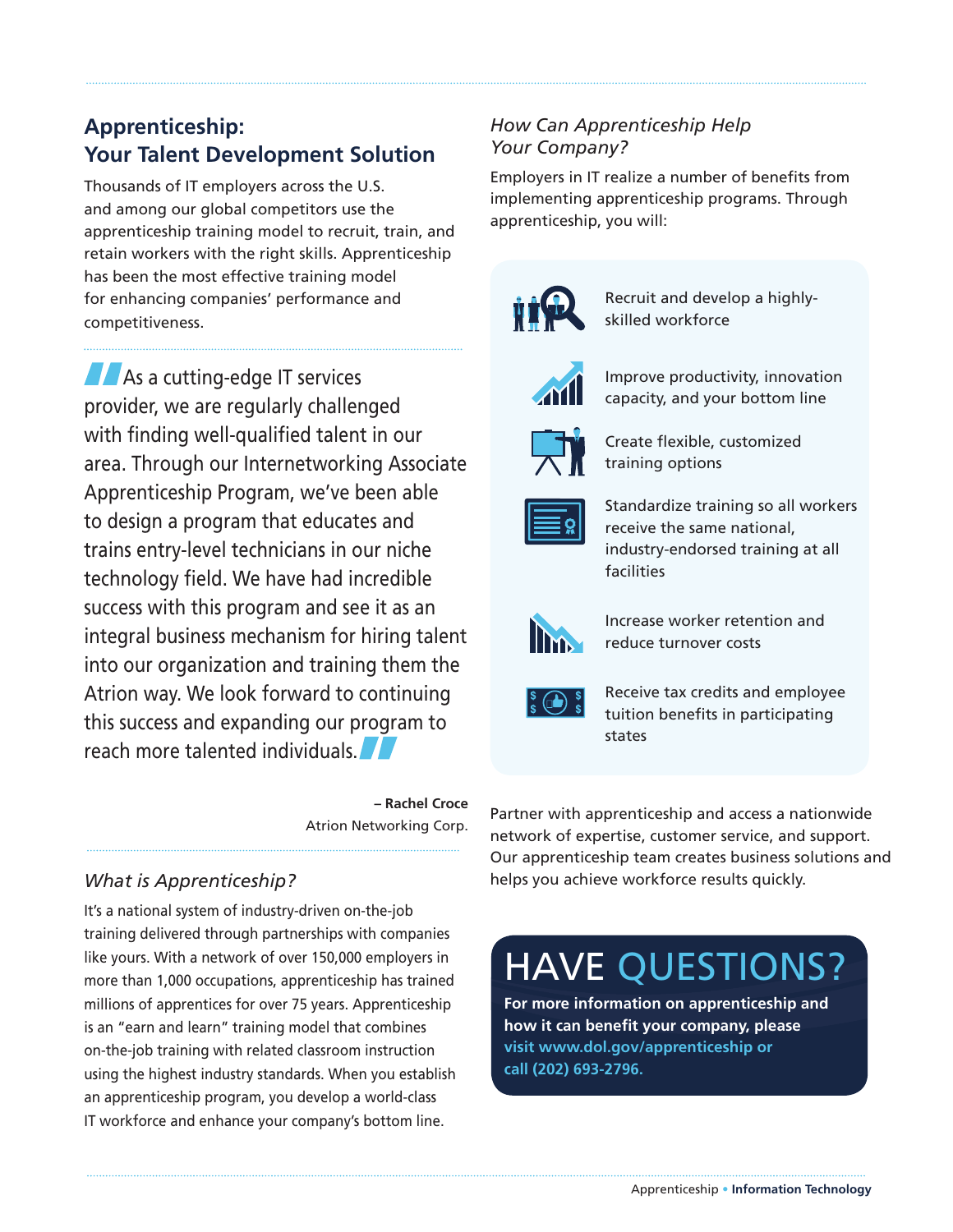## Apprenticeship: Your Talent Development Solution

Thousands of IT employers across the U.S. and among our global competitors use the apprenticeship training model to recruit, train, and retain workers with the right skills. Apprenticeship has been the most effective training model for enhancing companies' performance and competitiveness.

> As a cutting-edge IT services provider, we are regularly challenged with finding well-qualified talent in our area. Through our Internetworking Associate Apprenticeship Program, we've been able to design a program that educates and trains entry-level technicians in our niche technology field. We have had incredible success with this program and see it as an integral business mechanism for hiring talent into our organization and training them the Atrion way. We look forward to continuing this success and expanding our program to reach more talented individuals.

**– Rachel Croce**
Atrion Networking Corp.

### *What is Apprenticeship?*

It's a national system of industry-driven on-the-job training delivered through partnerships with companies like yours. With a network of over 150,000 employers in more than 1,000 occupations, apprenticeship has trained millions of apprentices for over 75 years. Apprenticeship is an "earn and learn" training model that combines on-the-job training with related classroom instruction using the highest industry standards. When you establish an apprenticeship program, you develop a world-class IT workforce and enhance your company's bottom line.

### *How Can Apprenticeship Help Your Company?*

Employers in IT realize a number of benefits from implementing apprenticeship programs. Through apprenticeship, you will:

- Recruit and develop a highly-skilled workforce
- Improve productivity, innovation capacity, and your bottom line
- Create flexible, customized training options
- Standardize training so all workers receive the same national, industry-endorsed training at all facilities
- Increase worker retention and reduce turnover costs
- Receive tax credits and employee tuition benefits in participating states

Partner with apprenticeship and access a nationwide network of expertise, customer service, and support. Our apprenticeship team creates business solutions and helps you achieve workforce results quickly.

## HAVE QUESTIONS?

**For more information on apprenticeship and how it can benefit your company, please visit www.dol.gov/apprenticeship or call (202) 693-2796.**